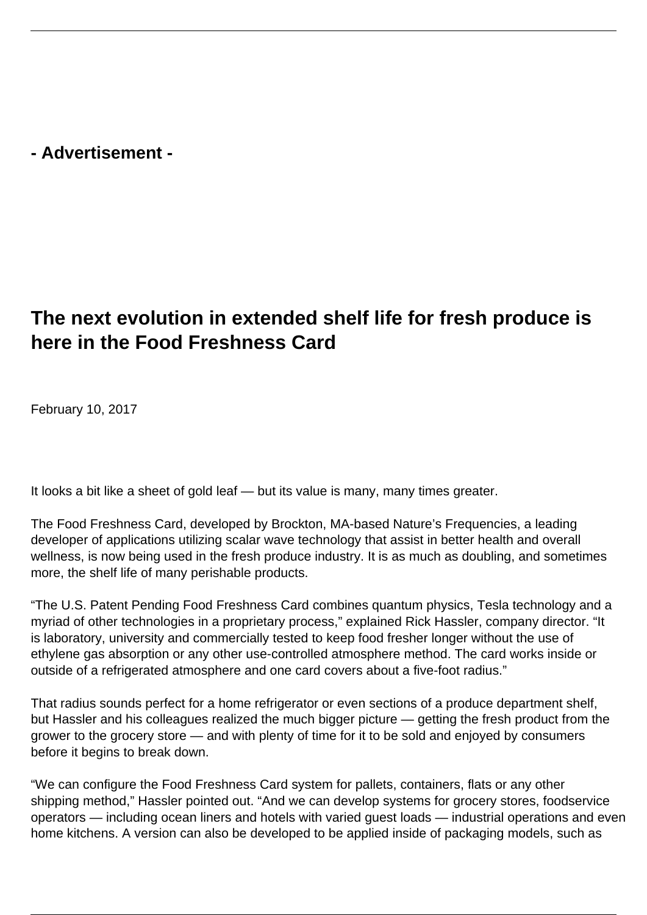- Advertisement -

## The next evolution in extended shelf life for fresh produce is here in the Food Freshness Card

February 10, 2017

It looks a bit like a sheet of gold leaf — but its value is many, many times greater.

The Food Freshness Card, developed by Brockton, MA-based Nature's Frequencies, a leading developer of applications utilizing scalar wave technology that assist in better health and overall wellness, is now being used in the fresh produce industry. It is as much as doubling, and sometimes more, the shelf life of many perishable products.

"The U.S. Patent Pending Food Freshness Card combines quantum physics, Tesla technology and a myriad of other technologies in a proprietary process," explained Rick Hassler, company director. "It is laboratory, university and commercially tested to keep food fresher longer without the use of ethylene gas absorption or any other use-controlled atmosphere method. The card works inside or outside of a refrigerated atmosphere and one card covers about a five-foot radius."

That radius sounds perfect for a home refrigerator or even sections of a produce department shelf, but Hassler and his colleagues realized the much bigger picture — getting the fresh product from the grower to the grocery store — and with plenty of time for it to be sold and enjoyed by consumers before it begins to break down.

"We can configure the Food Freshness Card system for pallets, containers, flats or any other shipping method," Hassler pointed out. "And we can develop systems for grocery stores, foodservice operators — including ocean liners and hotels with varied guest loads — industrial operations and even home kitchens. A version can also be developed to be applied inside of packaging models, such as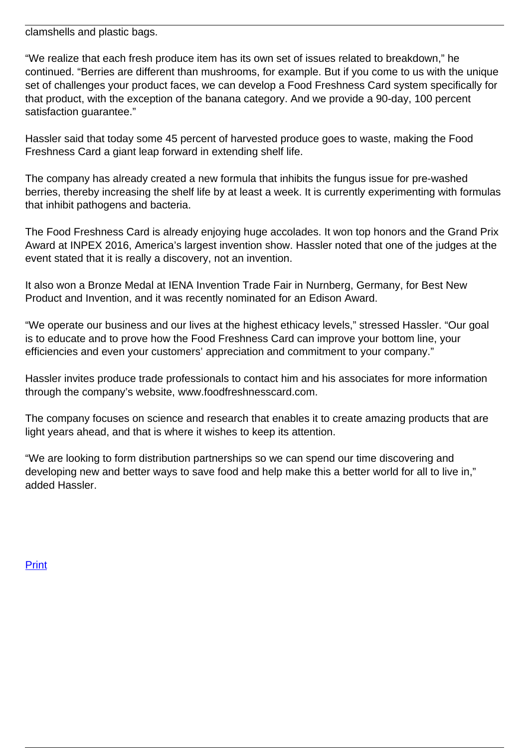clamshells and plastic bags.

"We realize that each fresh produce item has its own set of issues related to breakdown," he continued. "Berries are different than mushrooms, for example. But if you come to us with the unique set of challenges your product faces, we can develop a Food Freshness Card system specifically for that product, with the exception of the banana category. And we provide a 90-day, 100 percent satisfaction guarantee."

Hassler said that today some 45 percent of harvested produce goes to waste, making the Food Freshness Card a giant leap forward in extending shelf life.

The company has already created a new formula that inhibits the fungus issue for pre-washed berries, thereby increasing the shelf life by at least a week. It is currently experimenting with formulas that inhibit pathogens and bacteria.

The Food Freshness Card is already enjoying huge accolades. It won top honors and the Grand Prix Award at INPEX 2016, America's largest invention show. Hassler noted that one of the judges at the event stated that it is really a discovery, not an invention.

It also won a Bronze Medal at IENA Invention Trade Fair in Nurnberg, Germany, for Best New Product and Invention, and it was recently nominated for an Edison Award.

"We operate our business and our lives at the highest ethicacy levels," stressed Hassler. "Our goal is to educate and to prove how the Food Freshness Card can improve your bottom line, your efficiencies and even your customers' appreciation and commitment to your company."

Hassler invites produce trade professionals to contact him and his associates for more information through the company's website, www.foodfreshnesscard.com.

The company focuses on science and research that enables it to create amazing products that are light years ahead, and that is where it wishes to keep its attention.

"We are looking to form distribution partnerships so we can spend our time discovering and developing new and better ways to save food and help make this a better world for all to live in," added Hassler.

Print